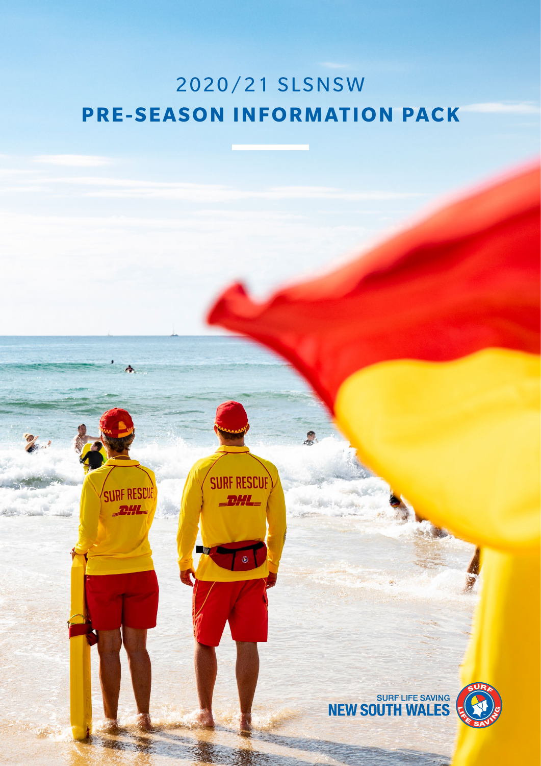# 2020/21 SLSNSW

# PRE-SEASON INFORMATION PACK

SURF LIFE SAVING NEW SOUTH WALES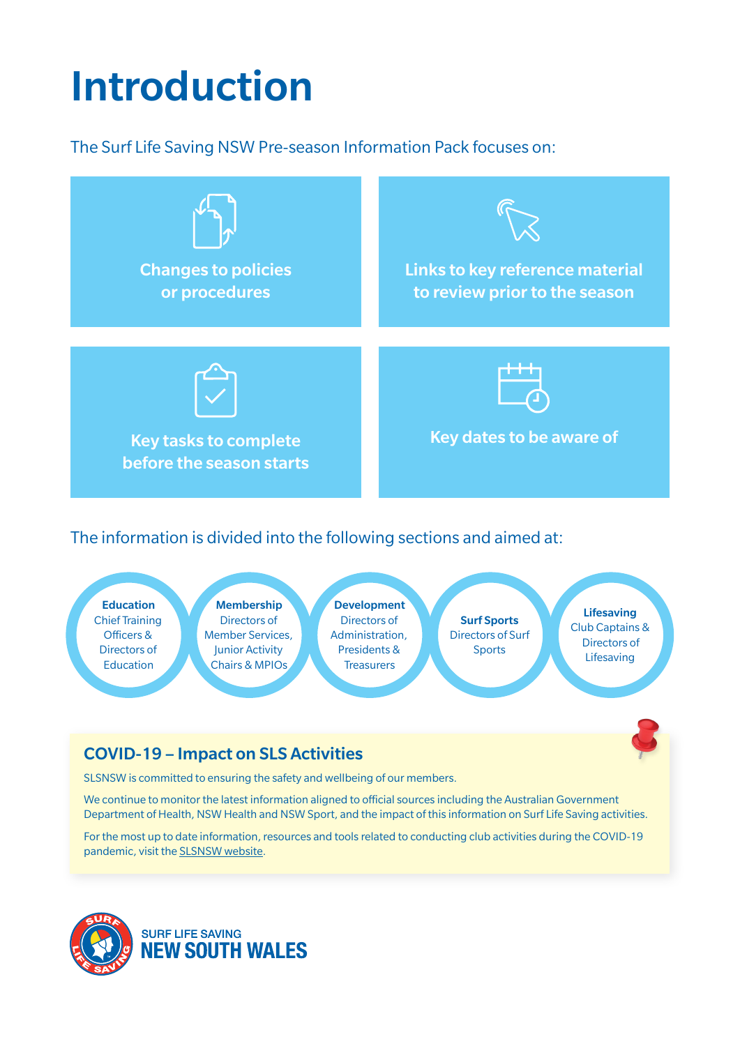# Introduction

The Surf Life Saving NSW Pre-season Information Pack focuses on:

- **Changes to policies or procedures**
- **Links to key reference material to review prior to the season**
- **Key tasks to complete before the season starts**
- **Key dates to be aware of**

The information is divided into the following sections and aimed at:

- **Education** – Chief Training Officers & Directors of Education
- **Membership** – Directors of Member Services, Junior Activity Chairs & MPIOs
- **Development** – Directors of Administration, Presidents & Treasurers
- **Surf Sports** – Directors of Surf Sports
- **Lifesaving** – Club Captains & Directors of Lifesaving

## COVID-19 – Impact on SLS Activities

SLSNSW is committed to ensuring the safety and wellbeing of our members.

We continue to monitor the latest information aligned to official sources including the Australian Government Department of Health, NSW Health and NSW Sport, and the impact of this information on Surf Life Saving activities.

For the most up to date information, resources and tools related to conducting club activities during the COVID-19 pandemic, visit the SLSNSW website.

SURF LIFE SAVING NEW SOUTH WALES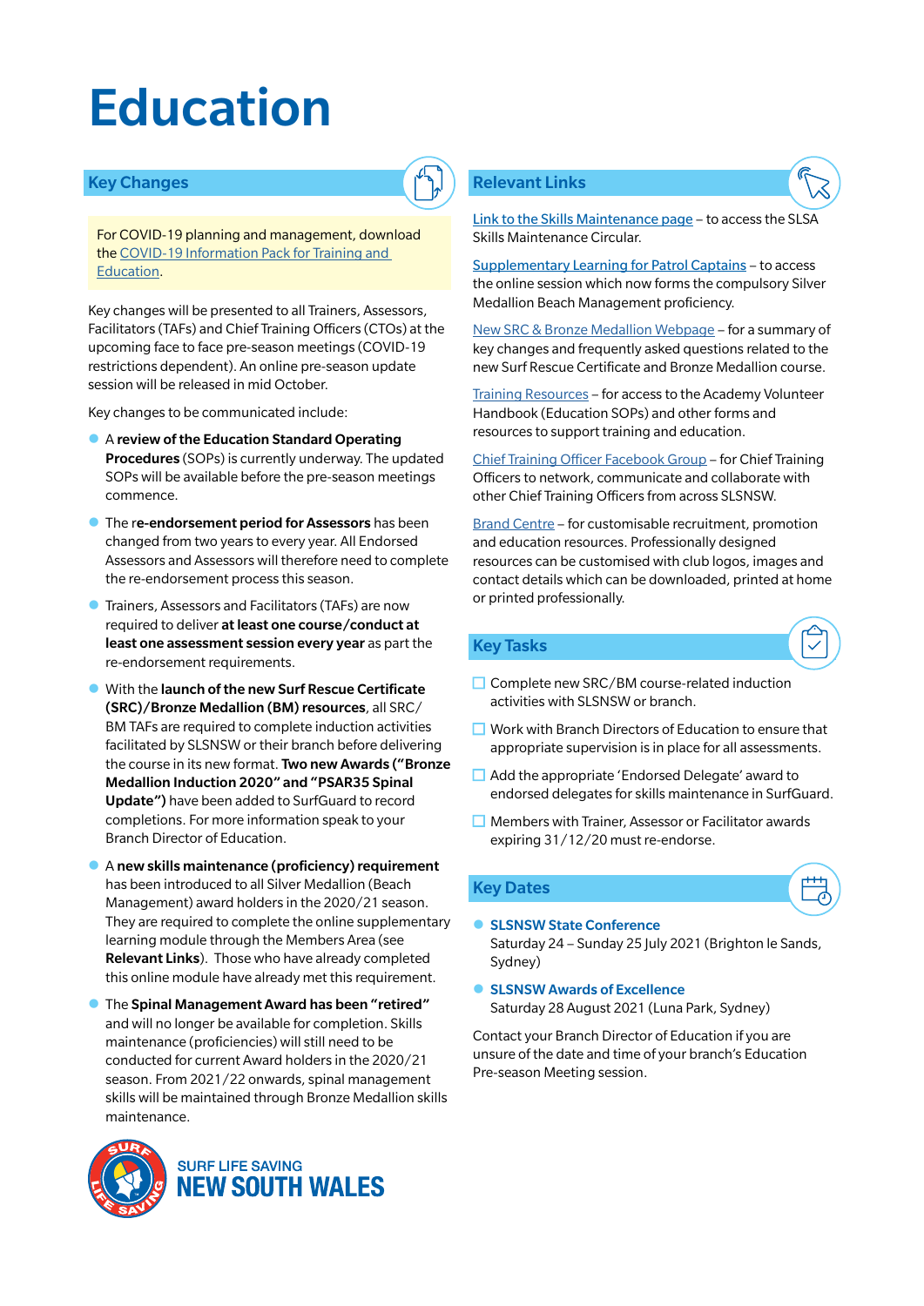# Education

## Key Changes

For COVID-19 planning and management, download the COVID-19 Information Pack for Training and Education.

Key changes will be presented to all Trainers, Assessors, Facilitators (TAFs) and Chief Training Officers (CTOs) at the upcoming face to face pre-season meetings (COVID-19 restrictions dependent). An online pre-season update session will be released in mid October.

Key changes to be communicated include:

- A **review of the Education Standard Operating Procedures** (SOPs) is currently underway. The updated SOPs will be available before the pre-season meetings commence.
- The **re-endorsement period for Assessors** has been changed from two years to every year. All Endorsed Assessors and Assessors will therefore need to complete the re-endorsement process this season.
- Trainers, Assessors and Facilitators (TAFs) are now required to deliver **at least one course/conduct at least one assessment session every year** as part the re-endorsement requirements.
- With the **launch of the new Surf Rescue Certificate (SRC)/Bronze Medallion (BM) resources**, all SRC/BM TAFs are required to complete induction activities facilitated by SLSNSW or their branch before delivering the course in its new format. **Two new Awards ("Bronze Medallion Induction 2020" and "PSAR35 Spinal Update")** have been added to SurfGuard to record completions. For more information speak to your Branch Director of Education.
- A **new skills maintenance (proficiency) requirement** has been introduced to all Silver Medallion (Beach Management) award holders in the 2020/21 season. They are required to complete the online supplementary learning module through the Members Area (see **Relevant Links**). Those who have already completed this online module have already met this requirement.
- The **Spinal Management Award has been "retired"** and will no longer be available for completion. Skills maintenance (proficiencies) will still need to be conducted for current Award holders in the 2020/21 season. From 2021/22 onwards, spinal management skills will be maintained through Bronze Medallion skills maintenance.

## Relevant Links

Link to the Skills Maintenance page – to access the SLSA Skills Maintenance Circular.

Supplementary Learning for Patrol Captains – to access the online session which now forms the compulsory Silver Medallion Beach Management proficiency.

New SRC & Bronze Medallion Webpage – for a summary of key changes and frequently asked questions related to the new Surf Rescue Certificate and Bronze Medallion course.

Training Resources – for access to the Academy Volunteer Handbook (Education SOPs) and other forms and resources to support training and education.

Chief Training Officer Facebook Group – for Chief Training Officers to network, communicate and collaborate with other Chief Training Officers from across SLSNSW.

Brand Centre – for customisable recruitment, promotion and education resources. Professionally designed resources can be customised with club logos, images and contact details which can be downloaded, printed at home or printed professionally.

## Key Tasks

- [ ] Complete new SRC/BM course-related induction activities with SLSNSW or branch.
- [ ] Work with Branch Directors of Education to ensure that appropriate supervision is in place for all assessments.
- [ ] Add the appropriate 'Endorsed Delegate' award to endorsed delegates for skills maintenance in SurfGuard.
- [ ] Members with Trainer, Assessor or Facilitator awards expiring 31/12/20 must re-endorse.

## Key Dates

- **SLSNSW State Conference**
  Saturday 24 – Sunday 25 July 2021 (Brighton le Sands, Sydney)
- **SLSNSW Awards of Excellence**
  Saturday 28 August 2021 (Luna Park, Sydney)

Contact your Branch Director of Education if you are unsure of the date and time of your branch's Education Pre-season Meeting session.

SURF LIFE SAVING NEW SOUTH WALES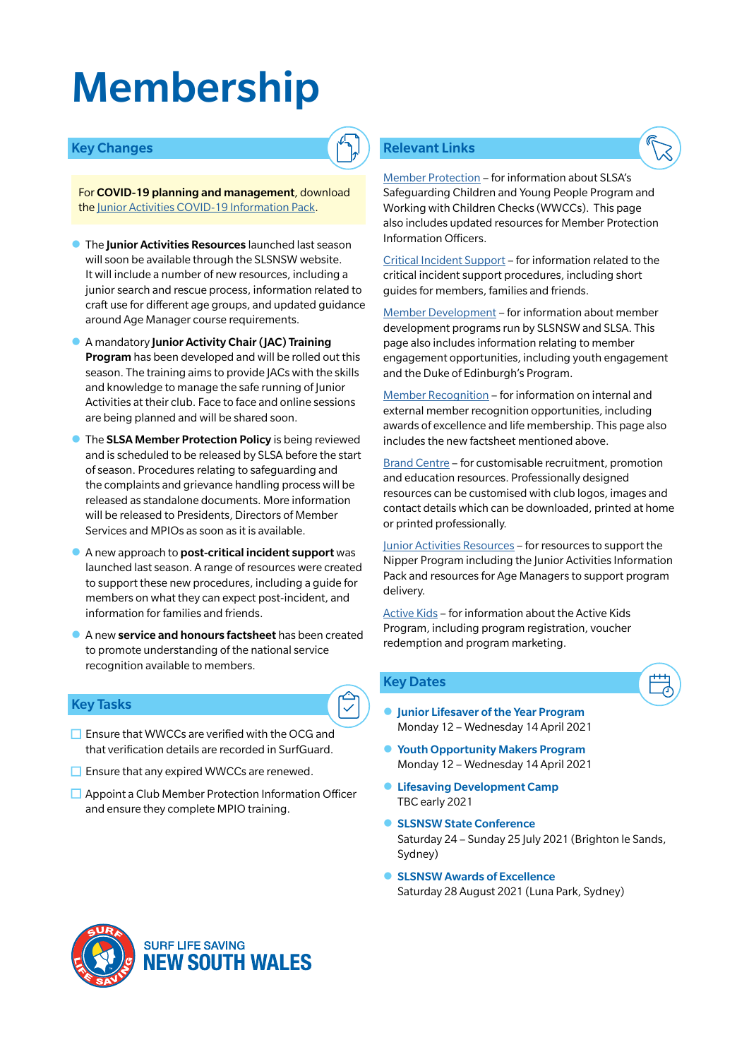# Membership

## Key Changes

For **COVID-19 planning and management**, download the Junior Activities COVID-19 Information Pack.

- The **Junior Activities Resources** launched last season will soon be available through the SLSNSW website. It will include a number of new resources, including a junior search and rescue process, information related to craft use for different age groups, and updated guidance around Age Manager course requirements.
- A mandatory **Junior Activity Chair (JAC) Training Program** has been developed and will be rolled out this season. The training aims to provide JACs with the skills and knowledge to manage the safe running of Junior Activities at their club. Face to face and online sessions are being planned and will be shared soon.
- The **SLSA Member Protection Policy** is being reviewed and is scheduled to be released by SLSA before the start of season. Procedures relating to safeguarding and the complaints and grievance handling process will be released as standalone documents. More information will be released to Presidents, Directors of Member Services and MPIOs as soon as it is available.
- A new approach to **post-critical incident support** was launched last season. A range of resources were created to support these new procedures, including a guide for members on what they can expect post-incident, and information for families and friends.
- A new **service and honours factsheet** has been created to promote understanding of the national service recognition available to members.

## Key Tasks

- [ ] Ensure that WWCCs are verified with the OCG and that verification details are recorded in SurfGuard.
- [ ] Ensure that any expired WWCCs are renewed.
- [ ] Appoint a Club Member Protection Information Officer and ensure they complete MPIO training.

## Relevant Links

Member Protection – for information about SLSA's Safeguarding Children and Young People Program and Working with Children Checks (WWCCs). This page also includes updated resources for Member Protection Information Officers.

Critical Incident Support – for information related to the critical incident support procedures, including short guides for members, families and friends.

Member Development – for information about member development programs run by SLSNSW and SLSA. This page also includes information relating to member engagement opportunities, including youth engagement and the Duke of Edinburgh's Program.

Member Recognition – for information on internal and external member recognition opportunities, including awards of excellence and life membership. This page also includes the new factsheet mentioned above.

Brand Centre – for customisable recruitment, promotion and education resources. Professionally designed resources can be customised with club logos, images and contact details which can be downloaded, printed at home or printed professionally.

Junior Activities Resources – for resources to support the Nipper Program including the Junior Activities Information Pack and resources for Age Managers to support program delivery.

Active Kids – for information about the Active Kids Program, including program registration, voucher redemption and program marketing.

## Key Dates

- **Junior Lifesaver of the Year Program**
  Monday 12 – Wednesday 14 April 2021
- **Youth Opportunity Makers Program**
  Monday 12 – Wednesday 14 April 2021
- **Lifesaving Development Camp**
  TBC early 2021
- **SLSNSW State Conference**
  Saturday 24 – Sunday 25 July 2021 (Brighton le Sands, Sydney)
- **SLSNSW Awards of Excellence**
  Saturday 28 August 2021 (Luna Park, Sydney)

SURF LIFE SAVING NEW SOUTH WALES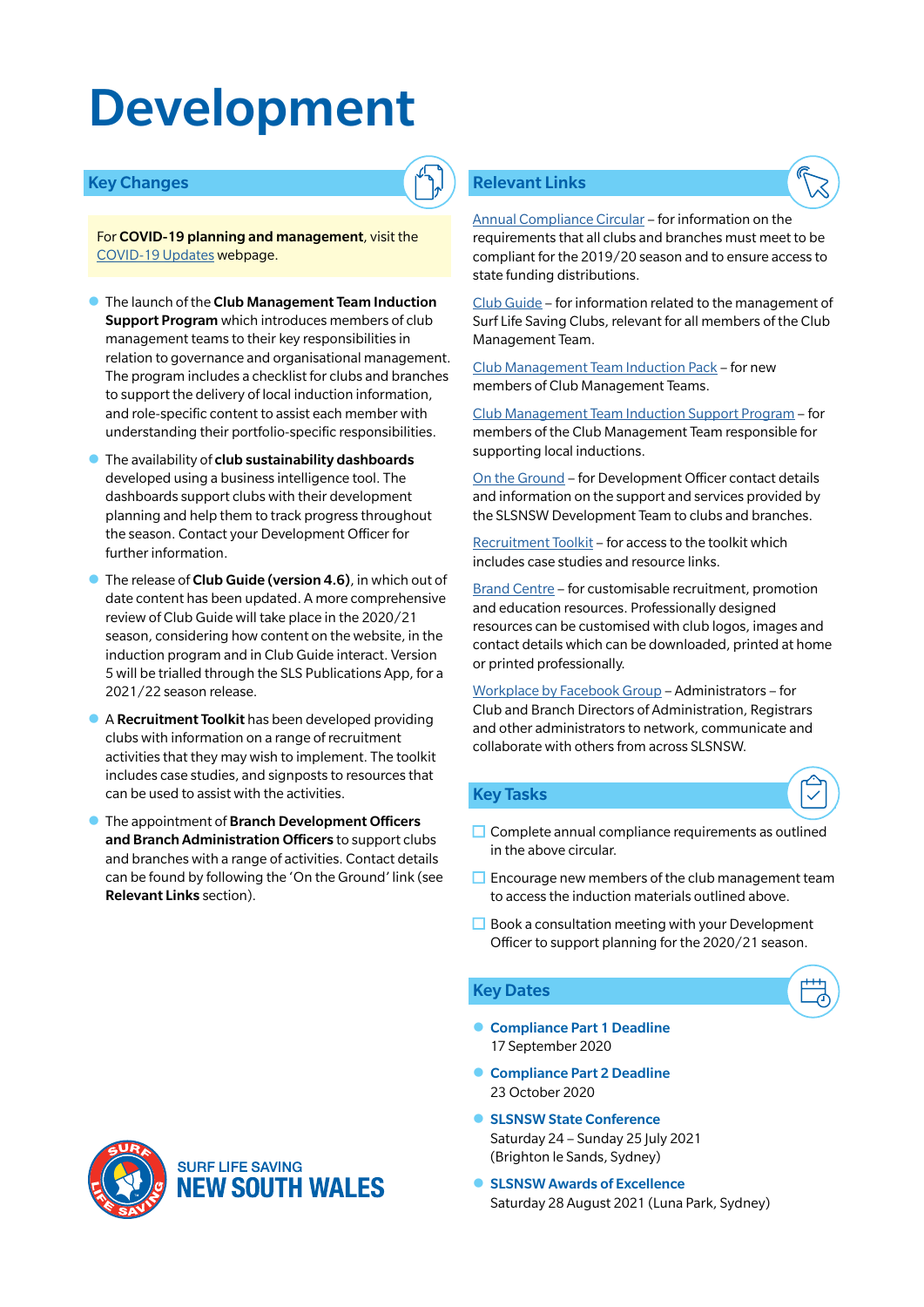# Development

## Key Changes

For **COVID-19 planning and management**, visit the COVID-19 Updates webpage.

- The launch of the **Club Management Team Induction Support Program** which introduces members of club management teams to their key responsibilities in relation to governance and organisational management. The program includes a checklist for clubs and branches to support the delivery of local induction information, and role-specific content to assist each member with understanding their portfolio-specific responsibilities.
- The availability of **club sustainability dashboards** developed using a business intelligence tool. The dashboards support clubs with their development planning and help them to track progress throughout the season. Contact your Development Officer for further information.
- The release of **Club Guide (version 4.6)**, in which out of date content has been updated. A more comprehensive review of Club Guide will take place in the 2020/21 season, considering how content on the website, in the induction program and in Club Guide interact. Version 5 will be trialled through the SLS Publications App, for a 2021/22 season release.
- A **Recruitment Toolkit** has been developed providing clubs with information on a range of recruitment activities that they may wish to implement. The toolkit includes case studies, and signposts to resources that can be used to assist with the activities.
- The appointment of **Branch Development Officers and Branch Administration Officers** to support clubs and branches with a range of activities. Contact details can be found by following the 'On the Ground' link (see **Relevant Links** section).

## Relevant Links

Annual Compliance Circular – for information on the requirements that all clubs and branches must meet to be compliant for the 2019/20 season and to ensure access to state funding distributions.

Club Guide – for information related to the management of Surf Life Saving Clubs, relevant for all members of the Club Management Team.

Club Management Team Induction Pack – for new members of Club Management Teams.

Club Management Team Induction Support Program – for members of the Club Management Team responsible for supporting local inductions.

On the Ground – for Development Officer contact details and information on the support and services provided by the SLSNSW Development Team to clubs and branches.

Recruitment Toolkit – for access to the toolkit which includes case studies and resource links.

Brand Centre – for customisable recruitment, promotion and education resources. Professionally designed resources can be customised with club logos, images and contact details which can be downloaded, printed at home or printed professionally.

Workplace by Facebook Group – Administrators – for Club and Branch Directors of Administration, Registrars and other administrators to network, communicate and collaborate with others from across SLSNSW.

## Key Tasks

- [ ] Complete annual compliance requirements as outlined in the above circular.
- [ ] Encourage new members of the club management team to access the induction materials outlined above.
- [ ] Book a consultation meeting with your Development Officer to support planning for the 2020/21 season.

## Key Dates

- **Compliance Part 1 Deadline**
  17 September 2020
- **Compliance Part 2 Deadline**
  23 October 2020
- **SLSNSW State Conference**
  Saturday 24 – Sunday 25 July 2021 (Brighton le Sands, Sydney)
- **SLSNSW Awards of Excellence**
  Saturday 28 August 2021 (Luna Park, Sydney)

SURF LIFE SAVING
NEW SOUTH WALES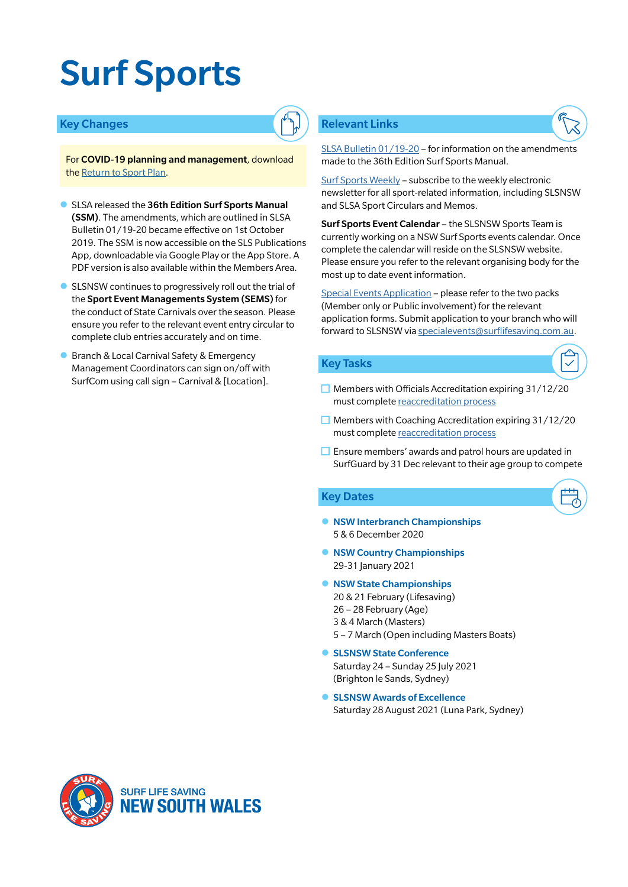# Surf Sports

## Key Changes

For **COVID-19 planning and management**, download the Return to Sport Plan.

- SLSA released the **36th Edition Surf Sports Manual (SSM)**. The amendments, which are outlined in SLSA Bulletin 01/19-20 became effective on 1st October 2019. The SSM is now accessible on the SLS Publications App, downloadable via Google Play or the App Store. A PDF version is also available within the Members Area.
- SLSNSW continues to progressively roll out the trial of the **Sport Event Managements System (SEMS)** for the conduct of State Carnivals over the season. Please ensure you refer to the relevant event entry circular to complete club entries accurately and on time.
- Branch & Local Carnival Safety & Emergency Management Coordinators can sign on/off with SurfCom using call sign – Carnival & [Location].

## Relevant Links

SLSA Bulletin 01/19-20 – for information on the amendments made to the 36th Edition Surf Sports Manual.

Surf Sports Weekly – subscribe to the weekly electronic newsletter for all sport-related information, including SLSNSW and SLSA Sport Circulars and Memos.

**Surf Sports Event Calendar** – the SLSNSW Sports Team is currently working on a NSW Surf Sports events calendar. Once complete the calendar will reside on the SLSNSW website. Please ensure you refer to the relevant organising body for the most up to date event information.

Special Events Application – please refer to the two packs (Member only or Public involvement) for the relevant application forms. Submit application to your branch who will forward to SLSNSW via specialevents@surflifesaving.com.au.

## Key Tasks

- [ ] Members with Officials Accreditation expiring 31/12/20 must complete reaccreditation process
- [ ] Members with Coaching Accreditation expiring 31/12/20 must complete reaccreditation process
- [ ] Ensure members' awards and patrol hours are updated in SurfGuard by 31 Dec relevant to their age group to compete

## Key Dates

- **NSW Interbranch Championships**
  5 & 6 December 2020
- **NSW Country Championships**
  29-31 January 2021
- **NSW State Championships**
  20 & 21 February (Lifesaving)
  26 – 28 February (Age)
  3 & 4 March (Masters)
  5 – 7 March (Open including Masters Boats)
- **SLSNSW State Conference**
  Saturday 24 – Sunday 25 July 2021
  (Brighton le Sands, Sydney)
- **SLSNSW Awards of Excellence**
  Saturday 28 August 2021 (Luna Park, Sydney)

SURF LIFE SAVING
NEW SOUTH WALES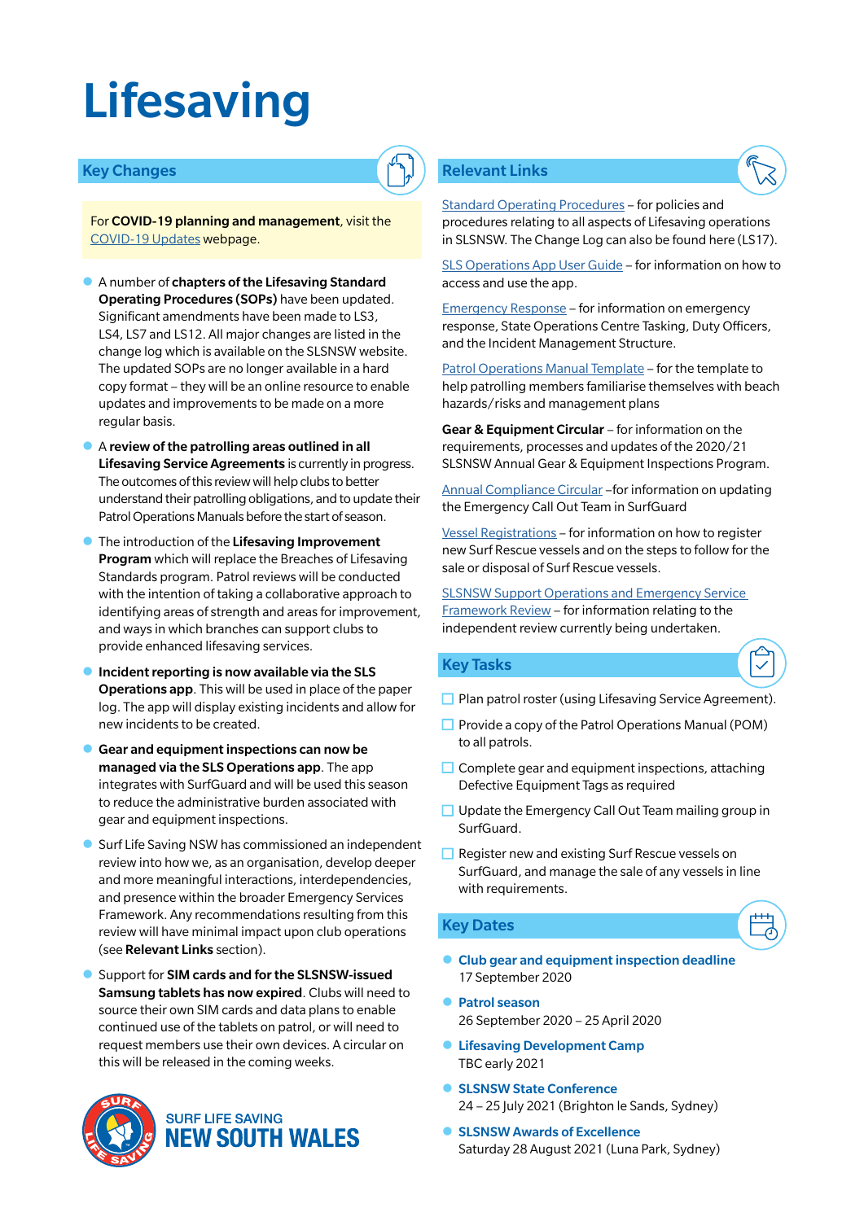# Lifesaving

## Key Changes

For **COVID-19 planning and management**, visit the COVID-19 Updates webpage.

- A number of **chapters of the Lifesaving Standard Operating Procedures (SOPs)** have been updated. Significant amendments have been made to LS3, LS4, LS7 and LS12. All major changes are listed in the change log which is available on the SLSNSW website. The updated SOPs are no longer available in a hard copy format – they will be an online resource to enable updates and improvements to be made on a more regular basis.
- A **review of the patrolling areas outlined in all Lifesaving Service Agreements** is currently in progress. The outcomes of this review will help clubs to better understand their patrolling obligations, and to update their Patrol Operations Manuals before the start of season.
- The introduction of the **Lifesaving Improvement Program** which will replace the Breaches of Lifesaving Standards program. Patrol reviews will be conducted with the intention of taking a collaborative approach to identifying areas of strength and areas for improvement, and ways in which branches can support clubs to provide enhanced lifesaving services.
- **Incident reporting is now available via the SLS Operations app**. This will be used in place of the paper log. The app will display existing incidents and allow for new incidents to be created.
- **Gear and equipment inspections can now be managed via the SLS Operations app**. The app integrates with SurfGuard and will be used this season to reduce the administrative burden associated with gear and equipment inspections.
- Surf Life Saving NSW has commissioned an independent review into how we, as an organisation, develop deeper and more meaningful interactions, interdependencies, and presence within the broader Emergency Services Framework. Any recommendations resulting from this review will have minimal impact upon club operations (see **Relevant Links** section).
- Support for **SIM cards and for the SLSNSW-issued Samsung tablets has now expired**. Clubs will need to source their own SIM cards and data plans to enable continued use of the tablets on patrol, or will need to request members use their own devices. A circular on this will be released in the coming weeks.

SURF LIFE SAVING
NEW SOUTH WALES

## Relevant Links

Standard Operating Procedures – for policies and procedures relating to all aspects of Lifesaving operations in SLSNSW. The Change Log can also be found here (LS17).

SLS Operations App User Guide – for information on how to access and use the app.

Emergency Response – for information on emergency response, State Operations Centre Tasking, Duty Officers, and the Incident Management Structure.

Patrol Operations Manual Template – for the template to help patrolling members familiarise themselves with beach hazards/risks and management plans

**Gear & Equipment Circular** – for information on the requirements, processes and updates of the 2020/21 SLSNSW Annual Gear & Equipment Inspections Program.

Annual Compliance Circular –for information on updating the Emergency Call Out Team in SurfGuard

Vessel Registrations – for information on how to register new Surf Rescue vessels and on the steps to follow for the sale or disposal of Surf Rescue vessels.

SLSNSW Support Operations and Emergency Service Framework Review – for information relating to the independent review currently being undertaken.

## Key Tasks

- [ ] Plan patrol roster (using Lifesaving Service Agreement).
- [ ] Provide a copy of the Patrol Operations Manual (POM) to all patrols.
- [ ] Complete gear and equipment inspections, attaching Defective Equipment Tags as required
- [ ] Update the Emergency Call Out Team mailing group in SurfGuard.
- [ ] Register new and existing Surf Rescue vessels on SurfGuard, and manage the sale of any vessels in line with requirements.

## Key Dates

- **Club gear and equipment inspection deadline**
  17 September 2020
- **Patrol season**
  26 September 2020 – 25 April 2020
- **Lifesaving Development Camp**
  TBC early 2021
- **SLSNSW State Conference**
  24 – 25 July 2021 (Brighton le Sands, Sydney)
- **SLSNSW Awards of Excellence**
  Saturday 28 August 2021 (Luna Park, Sydney)